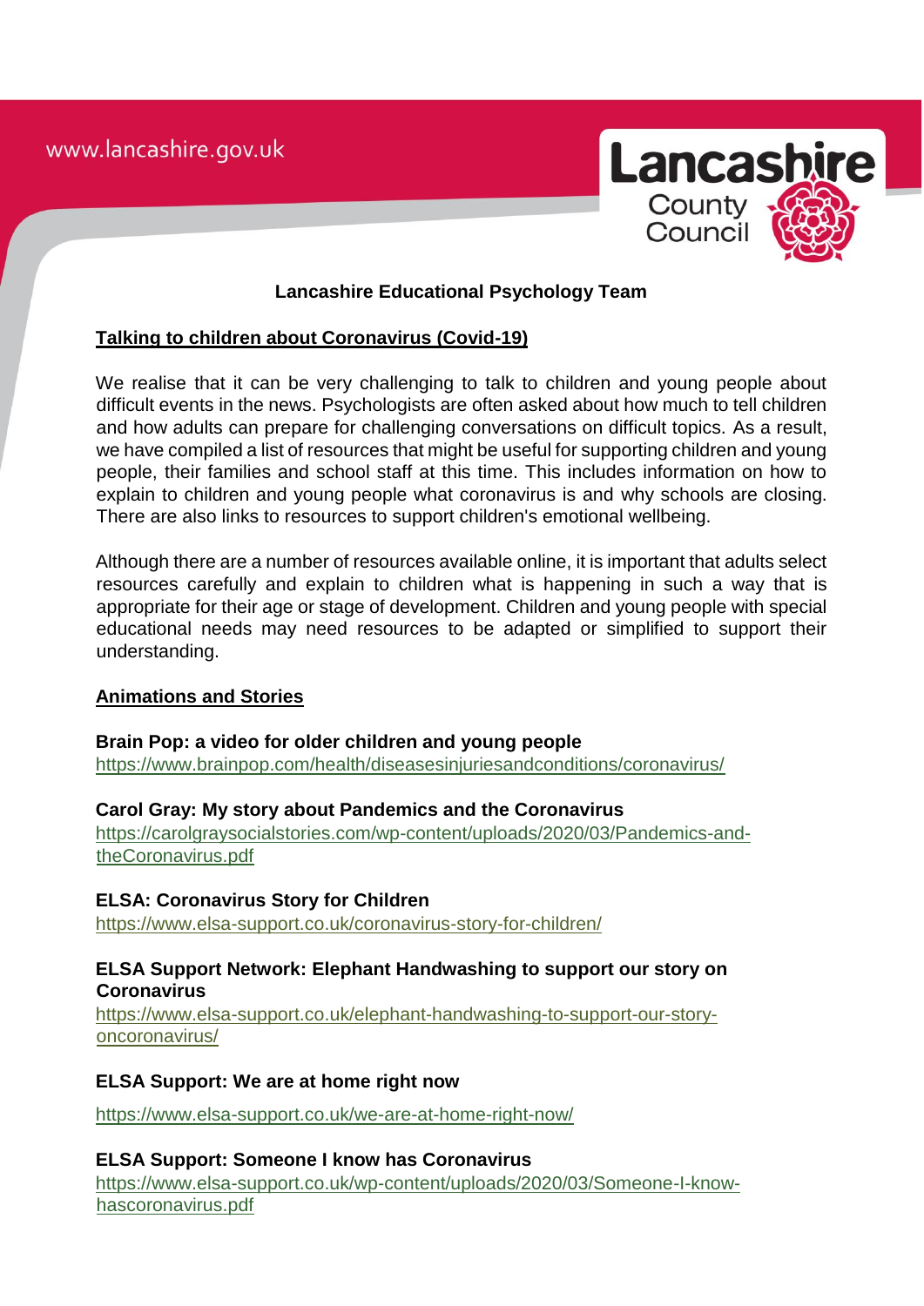www.lancashire.gov.uk

Lancashire County Council

## Lancashire Educational Psychology Team

### Talking to children about Coronavirus (Covid-19)

We realise that it can be very challenging to talk to children and young people about difficult events in the news. Psychologists are often asked about how much to tell children and how adults can prepare for challenging conversations on difficult topics. As a result, we have compiled a list of resources that might be useful for supporting children and young people, their families and school staff at this time. This includes information on how to explain to children and young people what coronavirus is and why schools are closing. There are also links to resources to support children's emotional wellbeing.

Although there are a number of resources available online, it is important that adults select resources carefully and explain to children what is happening in such a way that is appropriate for their age or stage of development. Children and young people with special educational needs may need resources to be adapted or simplified to support their understanding.

### Animations and Stories

**Brain Pop: a video for older children and young people**
https://www.brainpop.com/health/diseasesinjuriesandconditions/coronavirus/

**Carol Gray: My story about Pandemics and the Coronavirus**
https://carolgraysocialstories.com/wp-content/uploads/2020/03/Pandemics-and-theCoronavirus.pdf

**ELSA: Coronavirus Story for Children**
https://www.elsa-support.co.uk/coronavirus-story-for-children/

**ELSA Support Network: Elephant Handwashing to support our story on Coronavirus**
https://www.elsa-support.co.uk/elephant-handwashing-to-support-our-story-oncoronavirus/

**ELSA Support: We are at home right now**
https://www.elsa-support.co.uk/we-are-at-home-right-now/

**ELSA Support: Someone I know has Coronavirus**
https://www.elsa-support.co.uk/wp-content/uploads/2020/03/Someone-I-know-hascoronavirus.pdf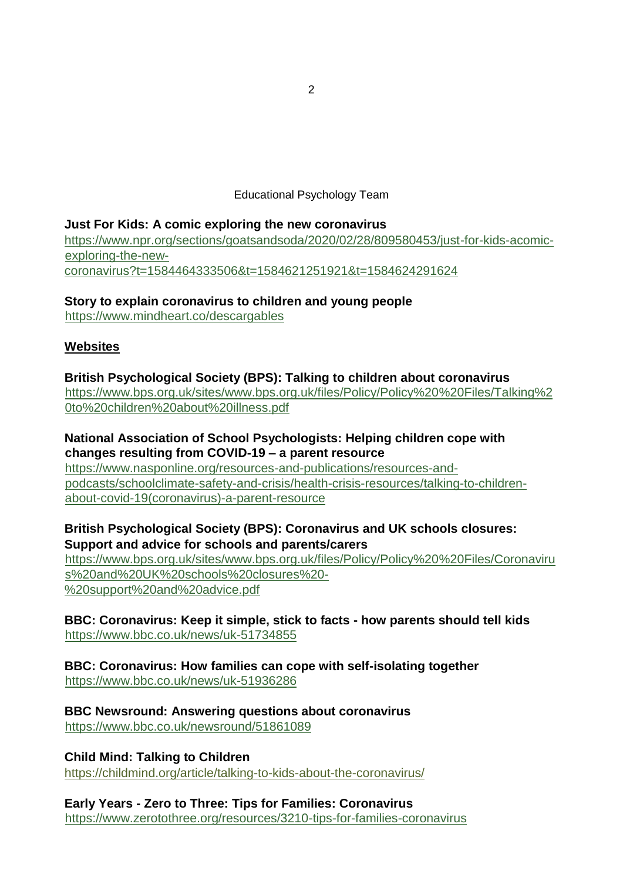Educational Psychology Team

**Just For Kids: A comic exploring the new coronavirus**
https://www.npr.org/sections/goatsandsoda/2020/02/28/809580453/just-for-kids-acomic-exploring-the-new-coronavirus?t=1584464333506&t=1584621251921&t=1584624291624

**Story to explain coronavirus to children and young people**
https://www.mindheart.co/descargables

## Websites

**British Psychological Society (BPS): Talking to children about coronavirus**
https://www.bps.org.uk/sites/www.bps.org.uk/files/Policy/Policy%20%20Files/Talking%20to%20children%20about%20illness.pdf

**National Association of School Psychologists: Helping children cope with changes resulting from COVID-19 – a parent resource**
https://www.nasponline.org/resources-and-publications/resources-and-podcasts/schoolclimate-safety-and-crisis/health-crisis-resources/talking-to-children-about-covid-19(coronavirus)-a-parent-resource

**British Psychological Society (BPS): Coronavirus and UK schools closures: Support and advice for schools and parents/carers**
https://www.bps.org.uk/sites/www.bps.org.uk/files/Policy/Policy%20%20Files/Coronavirus%20and%20UK%20schools%20closures%20-%20support%20and%20advice.pdf

**BBC: Coronavirus: Keep it simple, stick to facts - how parents should tell kids**
https://www.bbc.co.uk/news/uk-51734855

**BBC: Coronavirus: How families can cope with self-isolating together**
https://www.bbc.co.uk/news/uk-51936286

**BBC Newsround: Answering questions about coronavirus**
https://www.bbc.co.uk/newsround/51861089

**Child Mind: Talking to Children**
https://childmind.org/article/talking-to-kids-about-the-coronavirus/

**Early Years - Zero to Three: Tips for Families: Coronavirus**
https://www.zerotothree.org/resources/3210-tips-for-families-coronavirus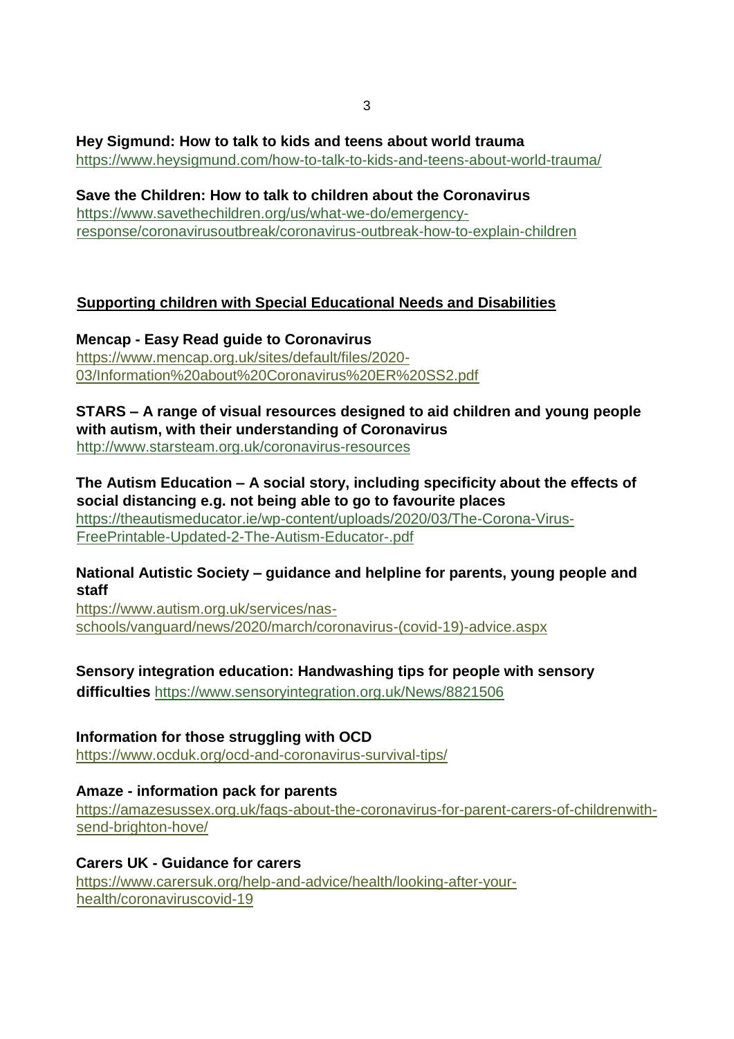**Hey Sigmund: How to talk to kids and teens about world trauma**
https://www.heysigmund.com/how-to-talk-to-kids-and-teens-about-world-trauma/

**Save the Children: How to talk to children about the Coronavirus**
https://www.savethechildren.org/us/what-we-do/emergency-response/coronavirusoutbreak/coronavirus-outbreak-how-to-explain-children

## Supporting children with Special Educational Needs and Disabilities

**Mencap - Easy Read guide to Coronavirus**
https://www.mencap.org.uk/sites/default/files/2020-03/Information%20about%20Coronavirus%20ER%20SS2.pdf

**STARS – A range of visual resources designed to aid children and young people with autism, with their understanding of Coronavirus**
http://www.starsteam.org.uk/coronavirus-resources

**The Autism Education – A social story, including specificity about the effects of social distancing e.g. not being able to go to favourite places**
https://theautismeducator.ie/wp-content/uploads/2020/03/The-Corona-Virus-FreePrintable-Updated-2-The-Autism-Educator-.pdf

**National Autistic Society – guidance and helpline for parents, young people and staff**
https://www.autism.org.uk/services/nas-schools/vanguard/news/2020/march/coronavirus-(covid-19)-advice.aspx

**Sensory integration education: Handwashing tips for people with sensory difficulties** https://www.sensoryintegration.org.uk/News/8821506

**Information for those struggling with OCD**
https://www.ocduk.org/ocd-and-coronavirus-survival-tips/

**Amaze - information pack for parents**
https://amazesussex.org.uk/faqs-about-the-coronavirus-for-parent-carers-of-childrenwith-send-brighton-hove/

**Carers UK - Guidance for carers**
https://www.carersuk.org/help-and-advice/health/looking-after-your-health/coronaviruscovid-19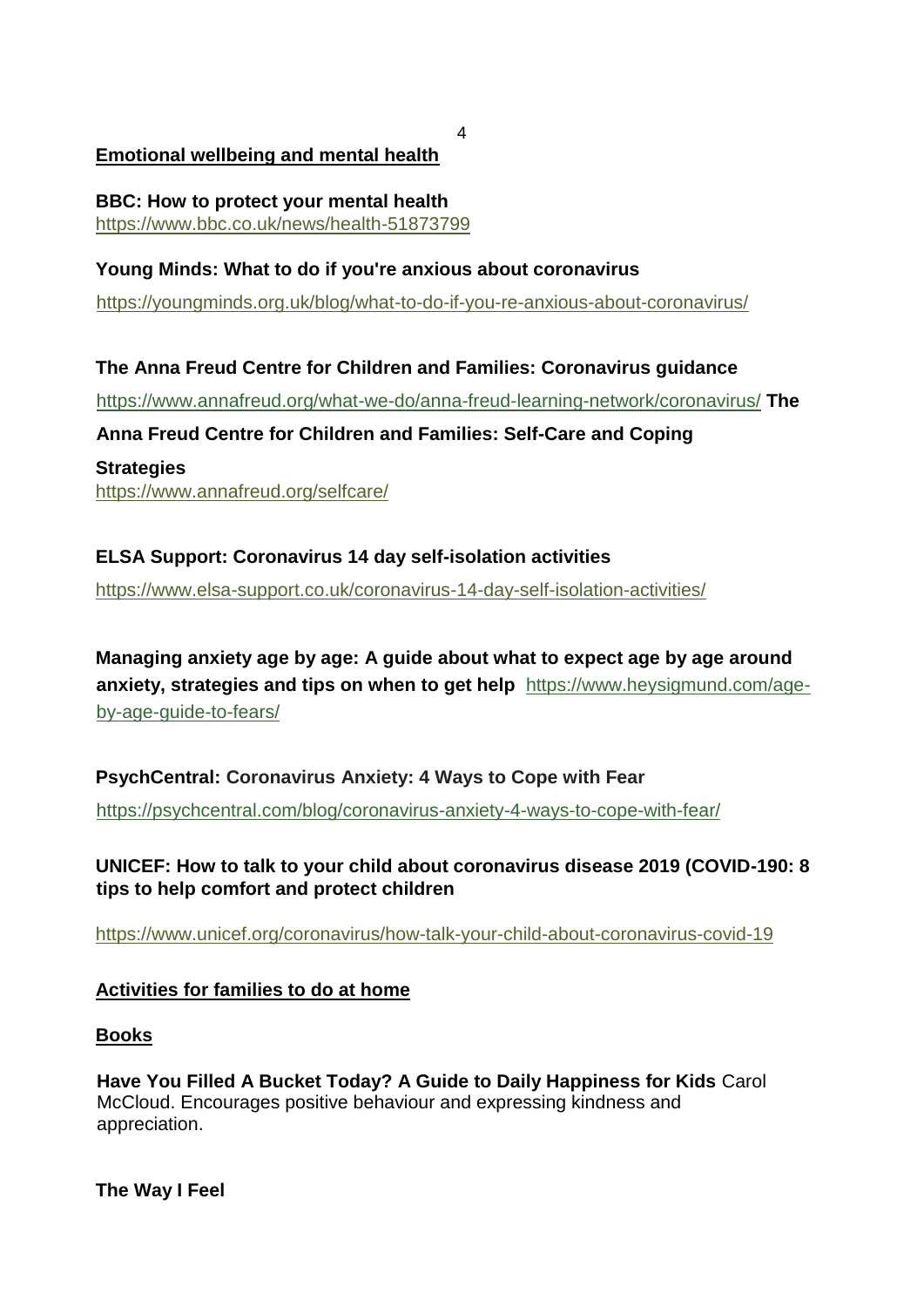**Emotional wellbeing and mental health**

**BBC: How to protect your mental health**
https://www.bbc.co.uk/news/health-51873799

**Young Minds: What to do if you're anxious about coronavirus**

https://youngminds.org.uk/blog/what-to-do-if-you-re-anxious-about-coronavirus/

**The Anna Freud Centre for Children and Families: Coronavirus guidance**

https://www.annafreud.org/what-we-do/anna-freud-learning-network/coronavirus/ **The Anna Freud Centre for Children and Families: Self-Care and Coping Strategies**
https://www.annafreud.org/selfcare/

**ELSA Support: Coronavirus 14 day self-isolation activities**

https://www.elsa-support.co.uk/coronavirus-14-day-self-isolation-activities/

**Managing anxiety age by age: A guide about what to expect age by age around anxiety, strategies and tips on when to get help** https://www.heysigmund.com/age-by-age-guide-to-fears/

**PsychCentral: Coronavirus Anxiety: 4 Ways to Cope with Fear**

https://psychcentral.com/blog/coronavirus-anxiety-4-ways-to-cope-with-fear/

**UNICEF: How to talk to your child about coronavirus disease 2019 (COVID-190: 8 tips to help comfort and protect children**

https://www.unicef.org/coronavirus/how-talk-your-child-about-coronavirus-covid-19

**Activities for families to do at home**

**Books**

**Have You Filled A Bucket Today? A Guide to Daily Happiness for Kids** Carol McCloud. Encourages positive behaviour and expressing kindness and appreciation.

**The Way I Feel**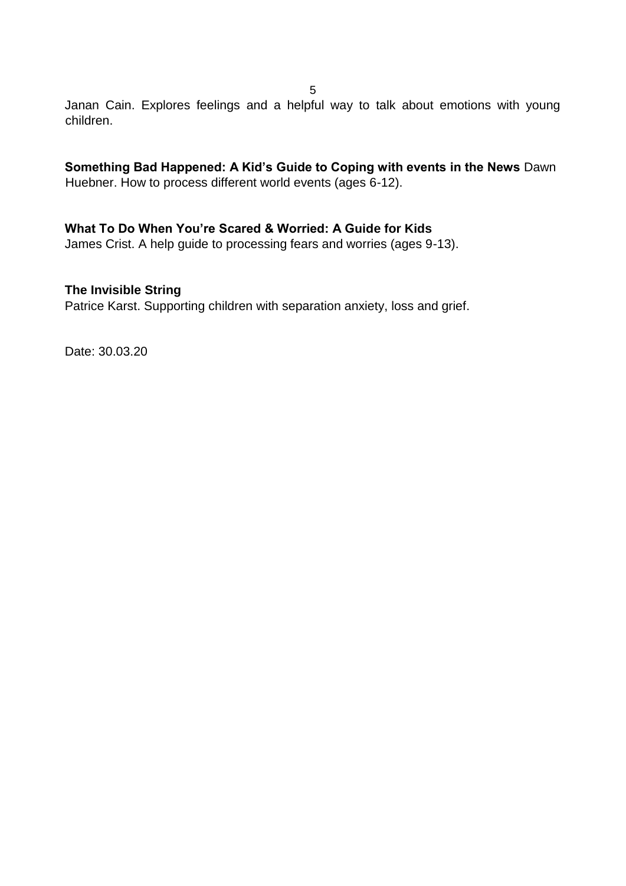Janan Cain. Explores feelings and a helpful way to talk about emotions with young children.

**Something Bad Happened: A Kid's Guide to Coping with events in the News** Dawn Huebner. How to process different world events (ages 6-12).

**What To Do When You're Scared & Worried: A Guide for Kids**
James Crist. A help guide to processing fears and worries (ages 9-13).

**The Invisible String**
Patrice Karst. Supporting children with separation anxiety, loss and grief.

Date: 30.03.20